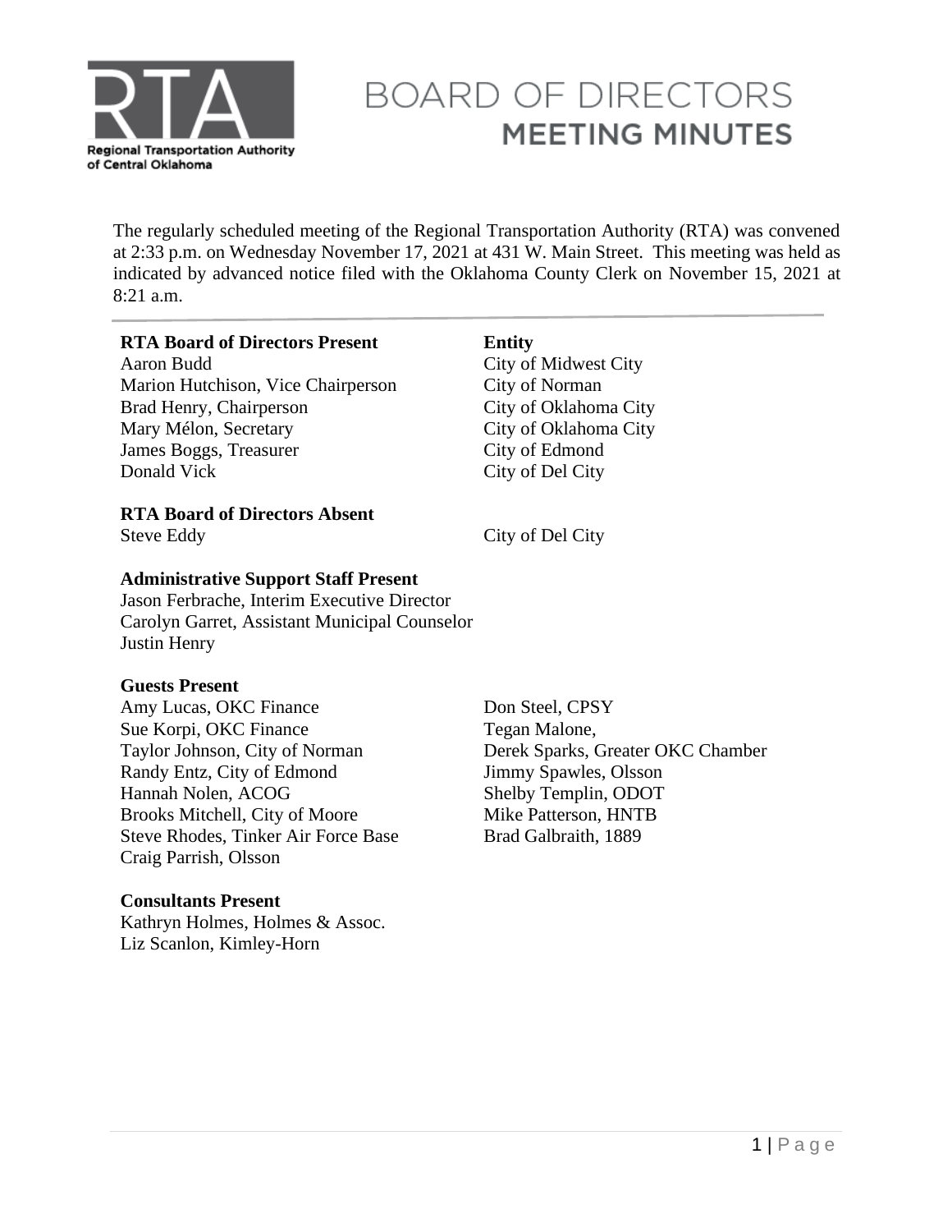# BOARD OF DIRECTORS
## MEETING MINUTES

Regional Transportation Authority of Central Oklahoma

The regularly scheduled meeting of the Regional Transportation Authority (RTA) was convened at 2:33 p.m. on Wednesday November 17, 2021 at 431 W. Main Street. This meeting was held as indicated by advanced notice filed with the Oklahoma County Clerk on November 15, 2021 at 8:21 a.m.

---

| **RTA Board of Directors Present** | **Entity** |
|---|---|
| Aaron Budd | City of Midwest City |
| Marion Hutchison, Vice Chairperson | City of Norman |
| Brad Henry, Chairperson | City of Oklahoma City |
| Mary Mélon, Secretary | City of Oklahoma City |
| James Boggs, Treasurer | City of Edmond |
| Donald Vick | City of Del City |

**RTA Board of Directors Absent**

| | |
|---|---|
| Steve Eddy | City of Del City |

**Administrative Support Staff Present**

Jason Ferbrache, Interim Executive Director
Carolyn Garret, Assistant Municipal Counselor
Justin Henry

**Guests Present**

Amy Lucas, OKC Finance
Sue Korpi, OKC Finance
Taylor Johnson, City of Norman
Randy Entz, City of Edmond
Hannah Nolen, ACOG
Brooks Mitchell, City of Moore
Steve Rhodes, Tinker Air Force Base
Craig Parrish, Olsson
Don Steel, CPSY
Tegan Malone,
Derek Sparks, Greater OKC Chamber
Jimmy Spawles, Olsson
Shelby Templin, ODOT
Mike Patterson, HNTB
Brad Galbraith, 1889

**Consultants Present**

Kathryn Holmes, Holmes & Assoc.
Liz Scanlon, Kimley-Horn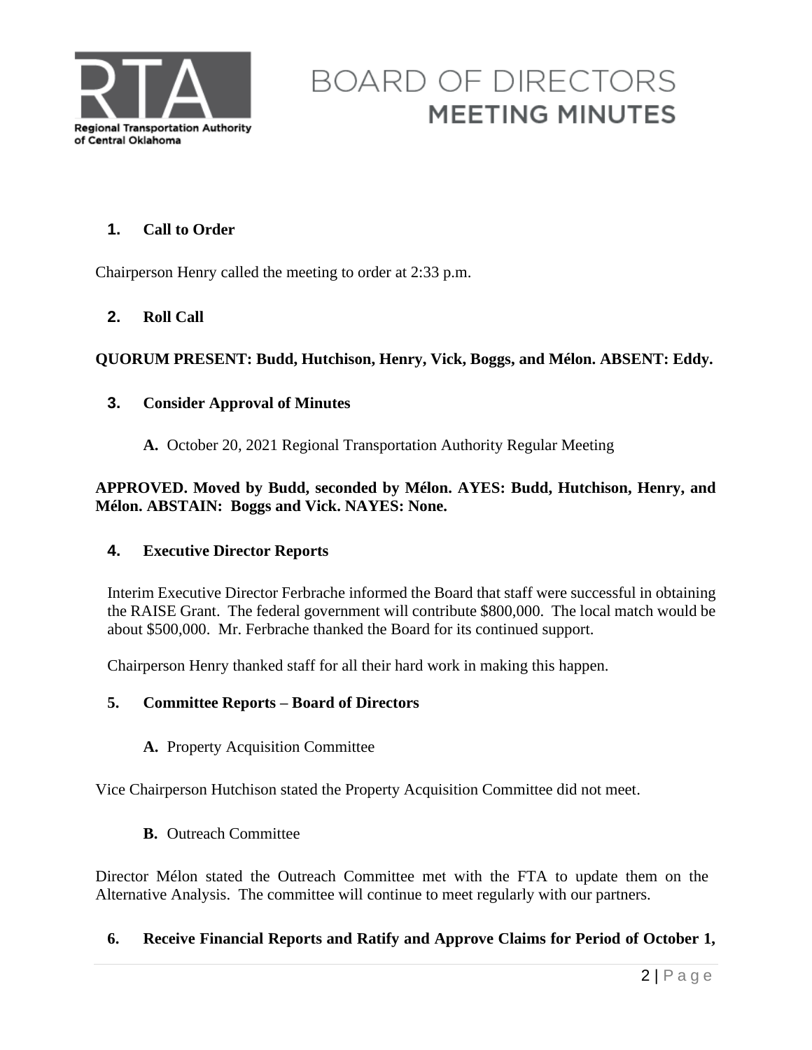**1. Call to Order**

Chairperson Henry called the meeting to order at 2:33 p.m.

**2. Roll Call**

**QUORUM PRESENT: Budd, Hutchison, Henry, Vick, Boggs, and Mélon. ABSENT: Eddy.**

**3. Consider Approval of Minutes**

**A.** October 20, 2021 Regional Transportation Authority Regular Meeting

**APPROVED. Moved by Budd, seconded by Mélon. AYES: Budd, Hutchison, Henry, and Mélon. ABSTAIN: Boggs and Vick. NAYES: None.**

**4. Executive Director Reports**

Interim Executive Director Ferbrache informed the Board that staff were successful in obtaining the RAISE Grant. The federal government will contribute $800,000. The local match would be about $500,000. Mr. Ferbrache thanked the Board for its continued support.

Chairperson Henry thanked staff for all their hard work in making this happen.

**5. Committee Reports – Board of Directors**

**A.** Property Acquisition Committee

Vice Chairperson Hutchison stated the Property Acquisition Committee did not meet.

**B.** Outreach Committee

Director Mélon stated the Outreach Committee met with the FTA to update them on the Alternative Analysis. The committee will continue to meet regularly with our partners.

**6. Receive Financial Reports and Ratify and Approve Claims for Period of October 1,**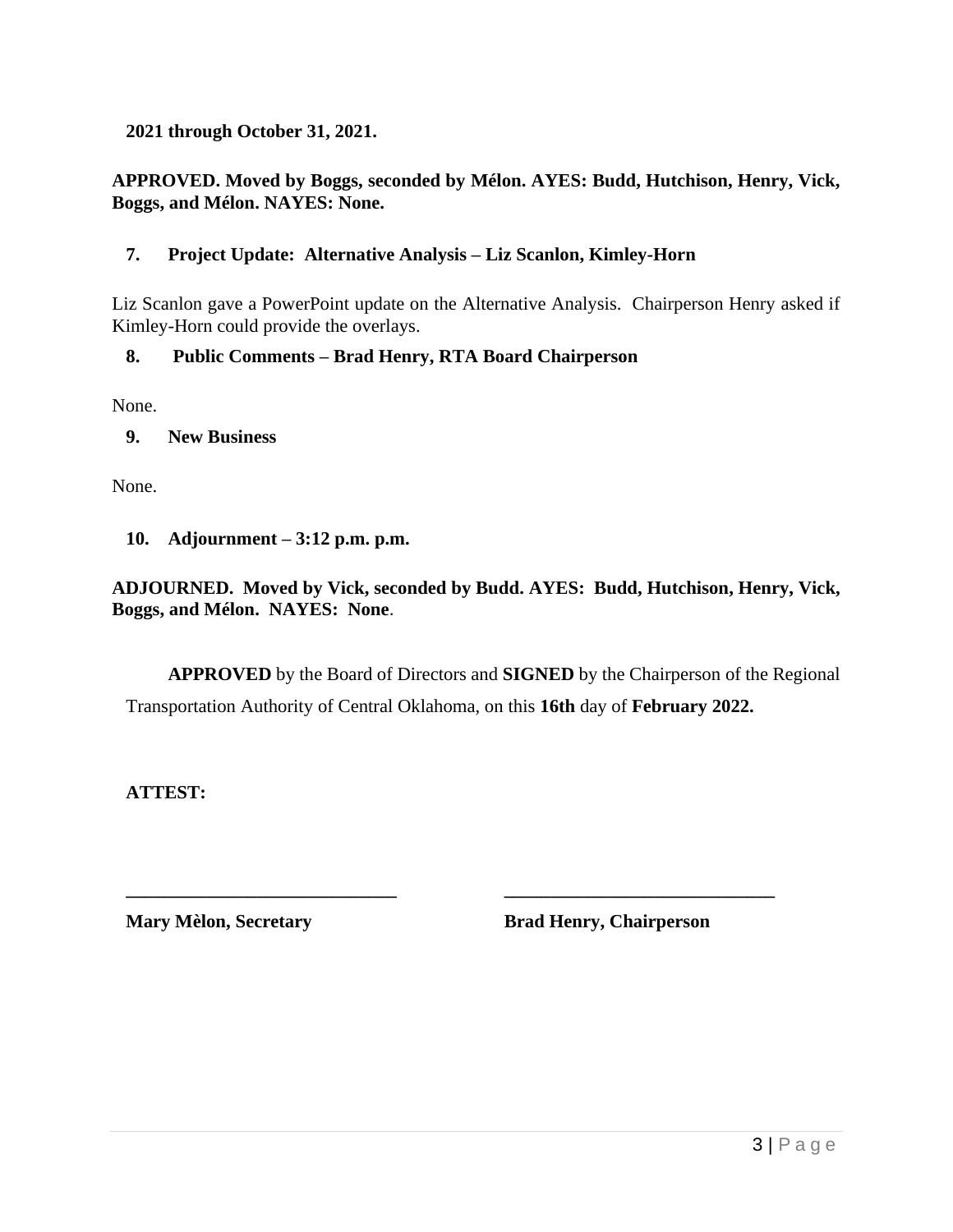**2021 through October 31, 2021.**

**APPROVED. Moved by Boggs, seconded by Mélon. AYES: Budd, Hutchison, Henry, Vick, Boggs, and Mélon. NAYES: None.**

**7. Project Update: Alternative Analysis – Liz Scanlon, Kimley-Horn**

Liz Scanlon gave a PowerPoint update on the Alternative Analysis. Chairperson Henry asked if Kimley-Horn could provide the overlays.

**8. Public Comments – Brad Henry, RTA Board Chairperson**

None.

**9. New Business**

None.

**10. Adjournment – 3:12 p.m. p.m.**

**ADJOURNED. Moved by Vick, seconded by Budd. AYES: Budd, Hutchison, Henry, Vick, Boggs, and Mélon. NAYES: None**.

**APPROVED** by the Board of Directors and **SIGNED** by the Chairperson of the Regional Transportation Authority of Central Oklahoma, on this **16th** day of **February 2022.**

**ATTEST:**

_____________________________ _____________________________

**Mary Mèlon, Secretary** **Brad Henry, Chairperson**